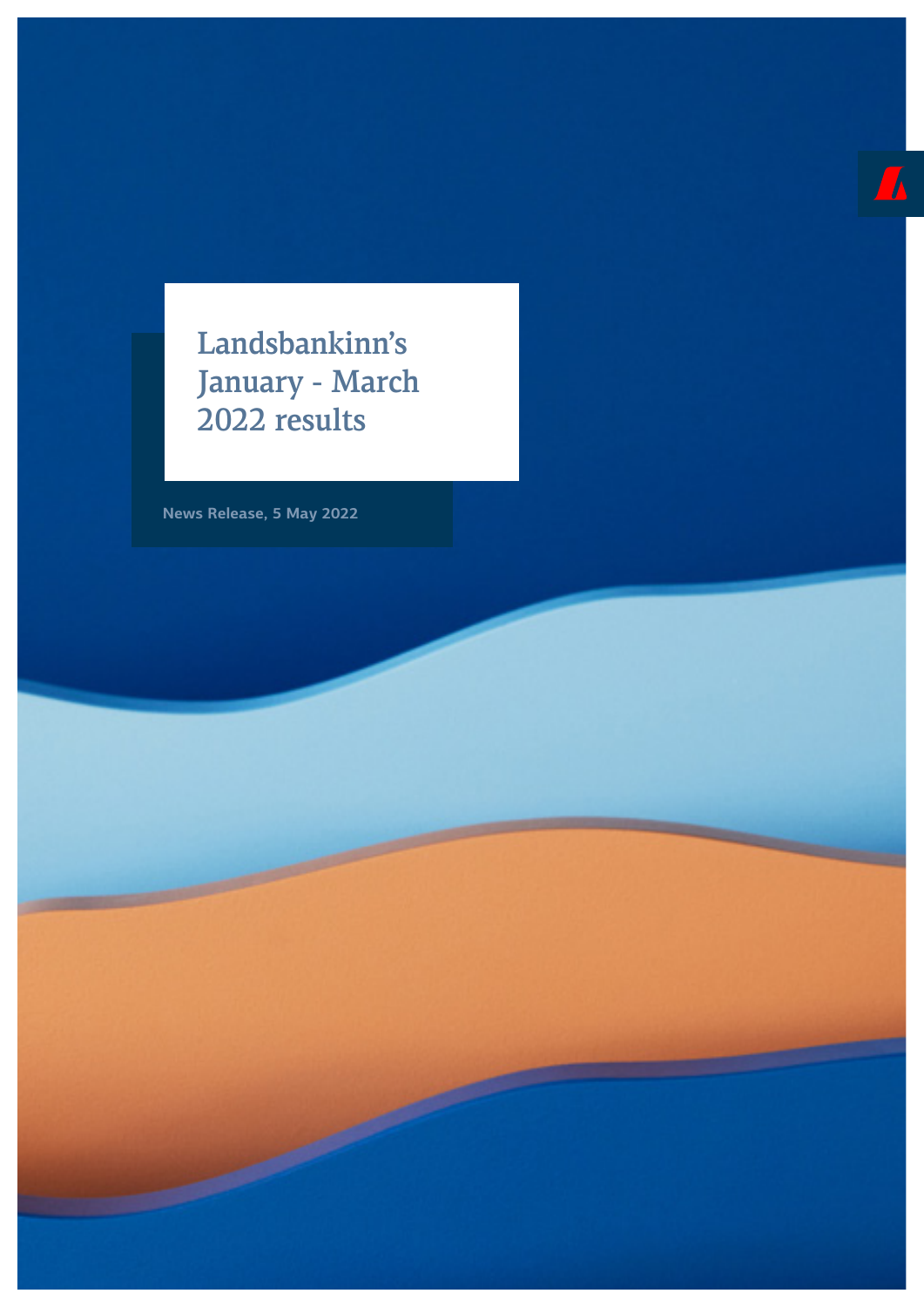# Landsbankinn's January - March 2022 results

News Release, 5 May 2022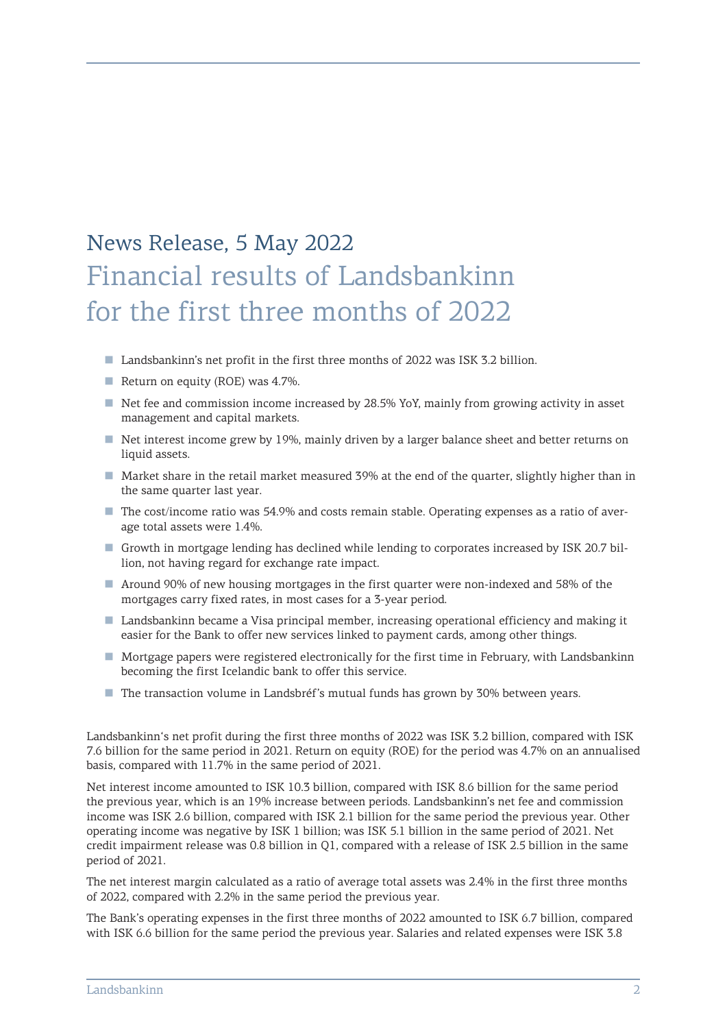# News Release, 5 May 2022

## Financial results of Landsbankinn for the first three months of 2022

- Landsbankinn's net profit in the first three months of 2022 was ISK 3.2 billion.
- Return on equity (ROE) was 4.7%.
- Net fee and commission income increased by 28.5% YoY, mainly from growing activity in asset management and capital markets.
- Net interest income grew by 19%, mainly driven by a larger balance sheet and better returns on liquid assets.
- Market share in the retail market measured 39% at the end of the quarter, slightly higher than in the same quarter last year.
- The cost/income ratio was 54.9% and costs remain stable. Operating expenses as a ratio of average total assets were 1.4%.
- Growth in mortgage lending has declined while lending to corporates increased by ISK 20.7 billion, not having regard for exchange rate impact.
- Around 90% of new housing mortgages in the first quarter were non-indexed and 58% of the mortgages carry fixed rates, in most cases for a 3-year period.
- Landsbankinn became a Visa principal member, increasing operational efficiency and making it easier for the Bank to offer new services linked to payment cards, among other things.
- Mortgage papers were registered electronically for the first time in February, with Landsbankinn becoming the first Icelandic bank to offer this service.
- The transaction volume in Landsbréf's mutual funds has grown by 30% between years.

Landsbankinn's net profit during the first three months of 2022 was ISK 3.2 billion, compared with ISK 7.6 billion for the same period in 2021. Return on equity (ROE) for the period was 4.7% on an annualised basis, compared with 11.7% in the same period of 2021.

Net interest income amounted to ISK 10.3 billion, compared with ISK 8.6 billion for the same period the previous year, which is an 19% increase between periods. Landsbankinn's net fee and commission income was ISK 2.6 billion, compared with ISK 2.1 billion for the same period the previous year. Other operating income was negative by ISK 1 billion; was ISK 5.1 billion in the same period of 2021. Net credit impairment release was 0.8 billion in Q1, compared with a release of ISK 2.5 billion in the same period of 2021.

The net interest margin calculated as a ratio of average total assets was 2.4% in the first three months of 2022, compared with 2.2% in the same period the previous year.

The Bank's operating expenses in the first three months of 2022 amounted to ISK 6.7 billion, compared with ISK 6.6 billion for the same period the previous year. Salaries and related expenses were ISK 3.8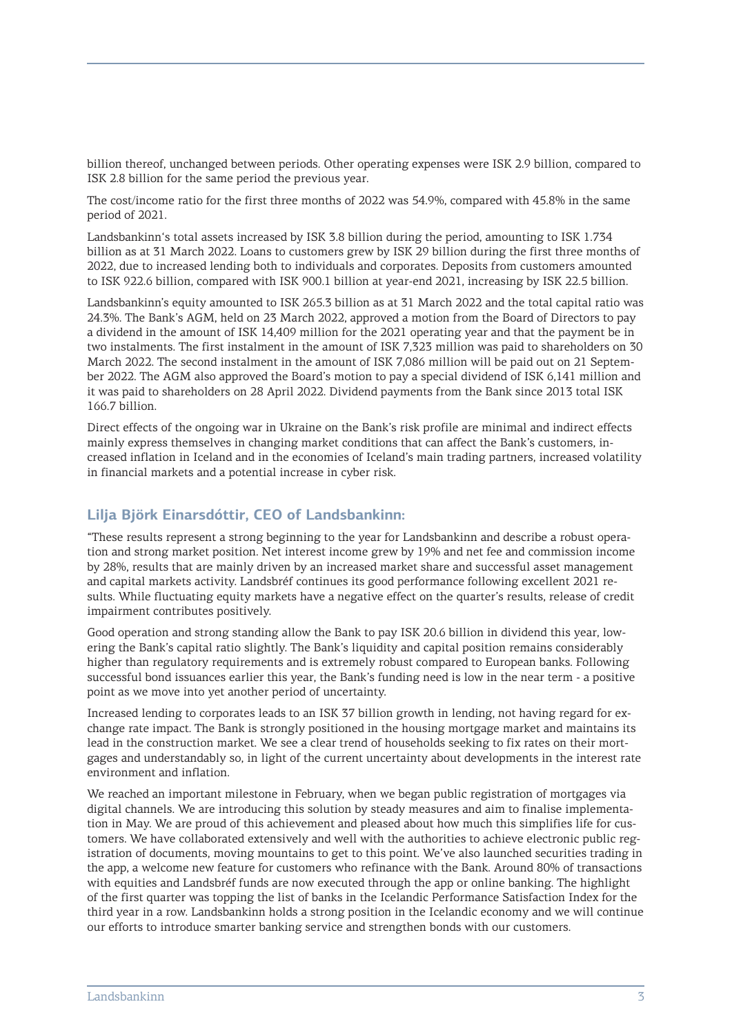billion thereof, unchanged between periods. Other operating expenses were ISK 2.9 billion, compared to ISK 2.8 billion for the same period the previous year.

The cost/income ratio for the first three months of 2022 was 54.9%, compared with 45.8% in the same period of 2021.

Landsbankinn's total assets increased by ISK 3.8 billion during the period, amounting to ISK 1.734 billion as at 31 March 2022. Loans to customers grew by ISK 29 billion during the first three months of 2022, due to increased lending both to individuals and corporates. Deposits from customers amounted to ISK 922.6 billion, compared with ISK 900.1 billion at year-end 2021, increasing by ISK 22.5 billion.

Landsbankinn's equity amounted to ISK 265.3 billion as at 31 March 2022 and the total capital ratio was 24.3%. The Bank's AGM, held on 23 March 2022, approved a motion from the Board of Directors to pay a dividend in the amount of ISK 14,409 million for the 2021 operating year and that the payment be in two instalments. The first instalment in the amount of ISK 7,323 million was paid to shareholders on 30 March 2022. The second instalment in the amount of ISK 7,086 million will be paid out on 21 September 2022. The AGM also approved the Board's motion to pay a special dividend of ISK 6,141 million and it was paid to shareholders on 28 April 2022. Dividend payments from the Bank since 2013 total ISK 166.7 billion.

Direct effects of the ongoing war in Ukraine on the Bank's risk profile are minimal and indirect effects mainly express themselves in changing market conditions that can affect the Bank's customers, increased inflation in Iceland and in the economies of Iceland's main trading partners, increased volatility in financial markets and a potential increase in cyber risk.

## Lilja Björk Einarsdóttir, CEO of Landsbankinn:

"These results represent a strong beginning to the year for Landsbankinn and describe a robust operation and strong market position. Net interest income grew by 19% and net fee and commission income by 28%, results that are mainly driven by an increased market share and successful asset management and capital markets activity. Landsbréf continues its good performance following excellent 2021 results. While fluctuating equity markets have a negative effect on the quarter's results, release of credit impairment contributes positively.

Good operation and strong standing allow the Bank to pay ISK 20.6 billion in dividend this year, lowering the Bank's capital ratio slightly. The Bank's liquidity and capital position remains considerably higher than regulatory requirements and is extremely robust compared to European banks. Following successful bond issuances earlier this year, the Bank's funding need is low in the near term - a positive point as we move into yet another period of uncertainty.

Increased lending to corporates leads to an ISK 37 billion growth in lending, not having regard for exchange rate impact. The Bank is strongly positioned in the housing mortgage market and maintains its lead in the construction market. We see a clear trend of households seeking to fix rates on their mortgages and understandably so, in light of the current uncertainty about developments in the interest rate environment and inflation.

We reached an important milestone in February, when we began public registration of mortgages via digital channels. We are introducing this solution by steady measures and aim to finalise implementation in May. We are proud of this achievement and pleased about how much this simplifies life for customers. We have collaborated extensively and well with the authorities to achieve electronic public registration of documents, moving mountains to get to this point. We've also launched securities trading in the app, a welcome new feature for customers who refinance with the Bank. Around 80% of transactions with equities and Landsbréf funds are now executed through the app or online banking. The highlight of the first quarter was topping the list of banks in the Icelandic Performance Satisfaction Index for the third year in a row. Landsbankinn holds a strong position in the Icelandic economy and we will continue our efforts to introduce smarter banking service and strengthen bonds with our customers.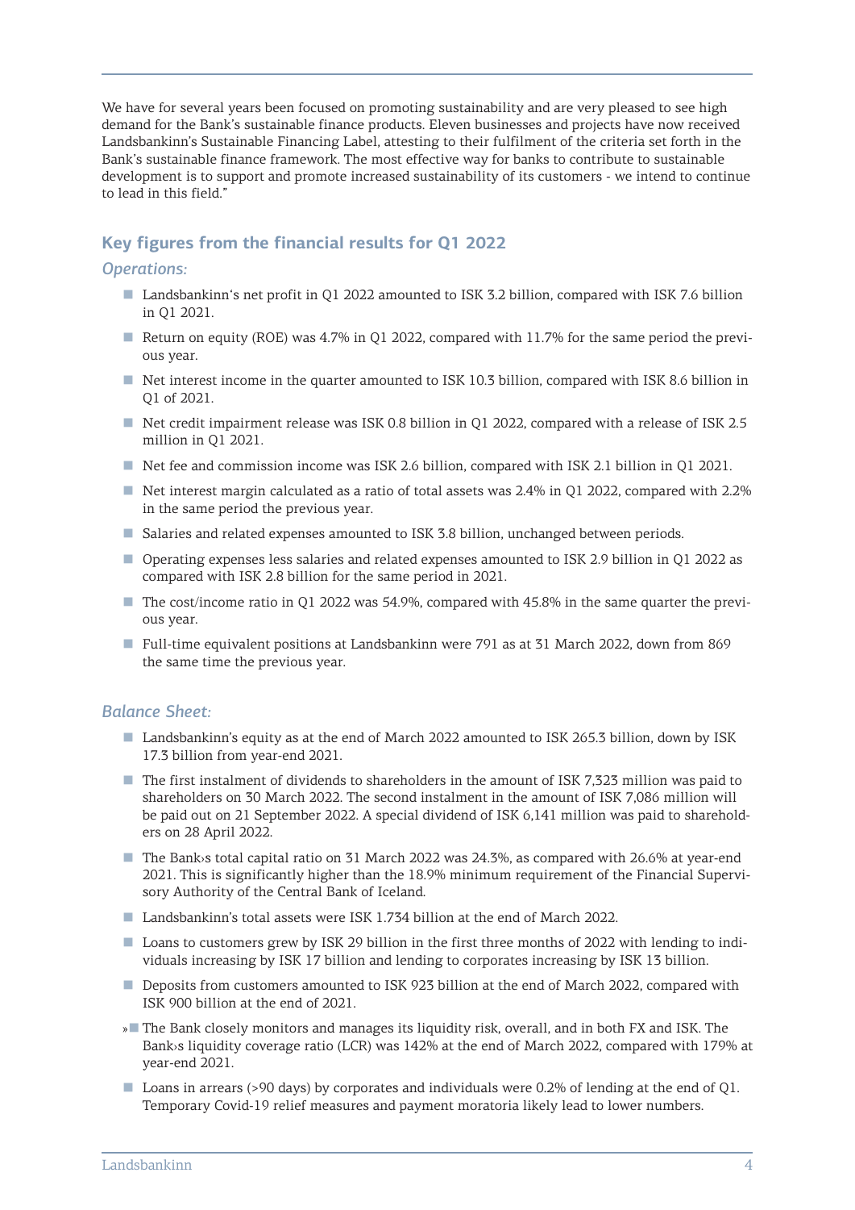We have for several years been focused on promoting sustainability and are very pleased to see high demand for the Bank's sustainable finance products. Eleven businesses and projects have now received Landsbankinn's Sustainable Financing Label, attesting to their fulfilment of the criteria set forth in the Bank's sustainable finance framework. The most effective way for banks to contribute to sustainable development is to support and promote increased sustainability of its customers - we intend to continue to lead in this field."

## Key figures from the financial results for Q1 2022

### *Operations:*

- Landsbankinn's net profit in Q1 2022 amounted to ISK 3.2 billion, compared with ISK 7.6 billion in Q1 2021.
- Return on equity (ROE) was 4.7% in Q1 2022, compared with 11.7% for the same period the previous year.
- Net interest income in the quarter amounted to ISK 10.3 billion, compared with ISK 8.6 billion in Q1 of 2021.
- Net credit impairment release was ISK 0.8 billion in Q1 2022, compared with a release of ISK 2.5 million in Q1 2021.
- Net fee and commission income was ISK 2.6 billion, compared with ISK 2.1 billion in Q1 2021.
- Net interest margin calculated as a ratio of total assets was 2.4% in Q1 2022, compared with 2.2% in the same period the previous year.
- Salaries and related expenses amounted to ISK 3.8 billion, unchanged between periods.
- Operating expenses less salaries and related expenses amounted to ISK 2.9 billion in Q1 2022 as compared with ISK 2.8 billion for the same period in 2021.
- The cost/income ratio in Q1 2022 was 54.9%, compared with 45.8% in the same quarter the previous year.
- Full-time equivalent positions at Landsbankinn were 791 as at 31 March 2022, down from 869 the same time the previous year.

### *Balance Sheet:*

- Landsbankinn's equity as at the end of March 2022 amounted to ISK 265.3 billion, down by ISK 17.3 billion from year-end 2021.
- The first instalment of dividends to shareholders in the amount of ISK 7,323 million was paid to shareholders on 30 March 2022. The second instalment in the amount of ISK 7,086 million will be paid out on 21 September 2022. A special dividend of ISK 6,141 million was paid to shareholders on 28 April 2022.
- The Bank›s total capital ratio on 31 March 2022 was 24.3%, as compared with 26.6% at year-end 2021. This is significantly higher than the 18.9% minimum requirement of the Financial Supervisory Authority of the Central Bank of Iceland.
- Landsbankinn's total assets were ISK 1.734 billion at the end of March 2022.
- Loans to customers grew by ISK 29 billion in the first three months of 2022 with lending to individuals increasing by ISK 17 billion and lending to corporates increasing by ISK 13 billion.
- Deposits from customers amounted to ISK 923 billion at the end of March 2022, compared with ISK 900 billion at the end of 2021.
- The Bank closely monitors and manages its liquidity risk, overall, and in both FX and ISK. The Bank›s liquidity coverage ratio (LCR) was 142% at the end of March 2022, compared with 179% at year-end 2021.
- Loans in arrears (>90 days) by corporates and individuals were 0.2% of lending at the end of Q1. Temporary Covid-19 relief measures and payment moratoria likely lead to lower numbers.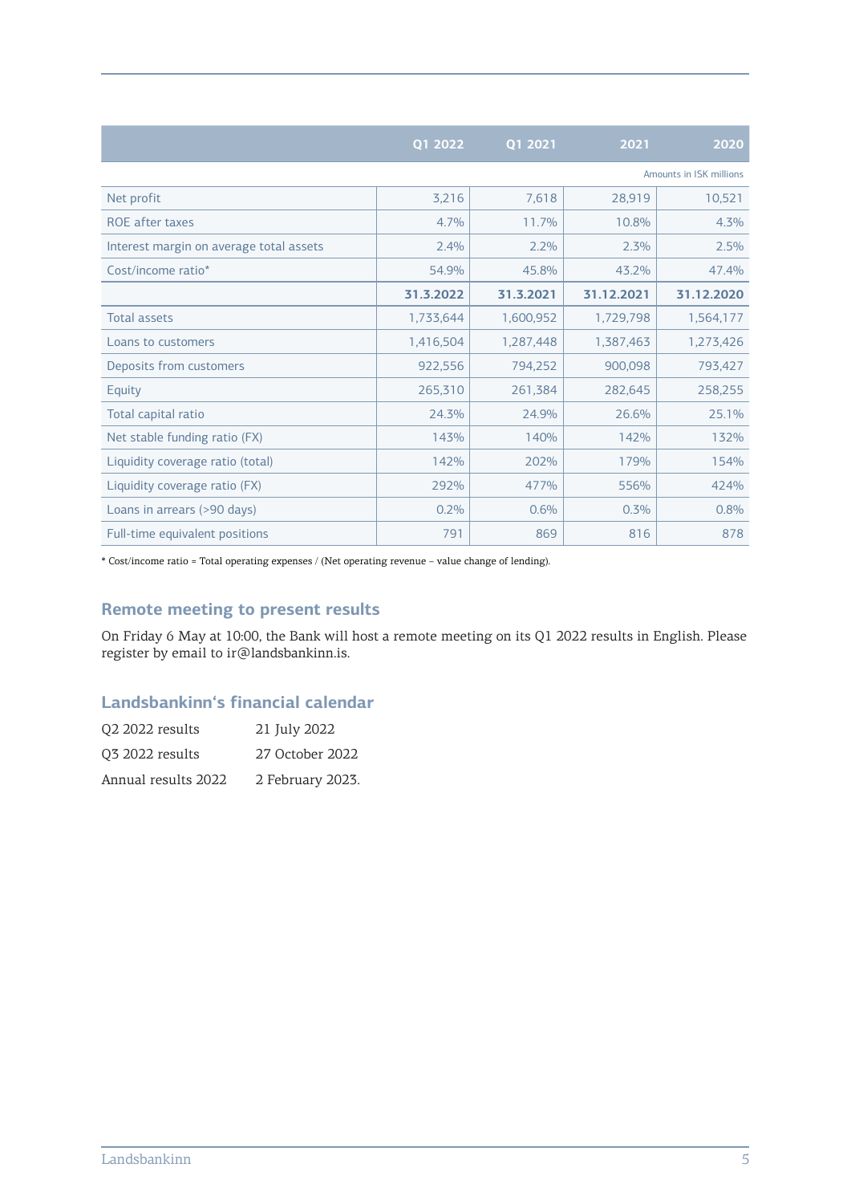| | Q1 2022 | Q1 2021 | 2021 | 2020 |
|---|---|---|---|---|
| | | | | Amounts in ISK millions |
| Net profit | 3,216 | 7,618 | 28,919 | 10,521 |
| ROE after taxes | 4.7% | 11.7% | 10.8% | 4.3% |
| Interest margin on average total assets | 2.4% | 2.2% | 2.3% | 2.5% |
| Cost/income ratio* | 54.9% | 45.8% | 43.2% | 47.4% |
| | **31.3.2022** | **31.3.2021** | **31.12.2021** | **31.12.2020** |
| Total assets | 1,733,644 | 1,600,952 | 1,729,798 | 1,564,177 |
| Loans to customers | 1,416,504 | 1,287,448 | 1,387,463 | 1,273,426 |
| Deposits from customers | 922,556 | 794,252 | 900,098 | 793,427 |
| Equity | 265,310 | 261,384 | 282,645 | 258,255 |
| Total capital ratio | 24.3% | 24.9% | 26.6% | 25.1% |
| Net stable funding ratio (FX) | 143% | 140% | 142% | 132% |
| Liquidity coverage ratio (total) | 142% | 202% | 179% | 154% |
| Liquidity coverage ratio (FX) | 292% | 477% | 556% | 424% |
| Loans in arrears (>90 days) | 0.2% | 0.6% | 0.3% | 0.8% |
| Full-time equivalent positions | 791 | 869 | 816 | 878 |

* Cost/income ratio = Total operating expenses / (Net operating revenue – value change of lending).

## Remote meeting to present results

On Friday 6 May at 10:00, the Bank will host a remote meeting on its Q1 2022 results in English. Please register by email to ir@landsbankinn.is.

## Landsbankinn's financial calendar

| | |
|---|---|
| Q2 2022 results | 21 July 2022 |
| Q3 2022 results | 27 October 2022 |
| Annual results 2022 | 2 February 2023. |